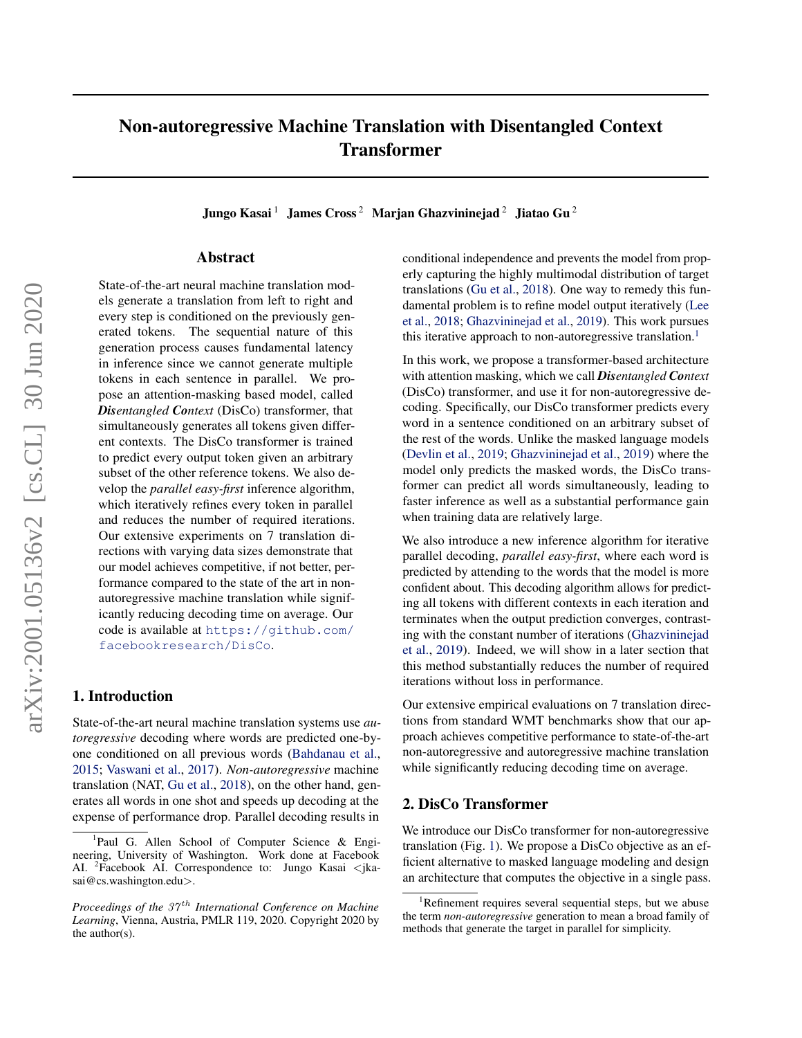# Non-autoregressive Machine Translation with Disentangled Context Transformer

**Jungo Kasai** [1] **James Cross** [2] **Marjan Ghazvininejad** [2] **Jiatao Gu** [2]

## Abstract

State-of-the-art neural machine translation models generate a translation from left to right and every step is conditioned on the previously generated tokens. The sequential nature of this generation process causes fundamental latency in inference since we cannot generate multiple tokens in each sentence in parallel. We propose an attention-masking based model, called ***Dis****entangled* ***Co****ntext* (DisCo) transformer, that simultaneously generates all tokens given different contexts. The DisCo transformer is trained to predict every output token given an arbitrary subset of the other reference tokens. We also develop the *parallel easy-first* inference algorithm, which iteratively refines every token in parallel and reduces the number of required iterations. Our extensive experiments on 7 translation directions with varying data sizes demonstrate that our model achieves competitive, if not better, performance compared to the state of the art in non-autoregressive machine translation while significantly reducing decoding time on average. Our code is available at https://github.com/facebookresearch/DisCo.

## 1. Introduction

State-of-the-art neural machine translation systems use *autoregressive* decoding where words are predicted one-by-one conditioned on all previous words (Bahdanau et al., 2015; Vaswani et al., 2017). *Non-autoregressive* machine translation (NAT, Gu et al., 2018), on the other hand, generates all words in one shot and speeds up decoding at the expense of performance drop. Parallel decoding results in conditional independence and prevents the model from properly capturing the highly multimodal distribution of target translations (Gu et al., 2018). One way to remedy this fundamental problem is to refine model output iteratively (Lee et al., 2018; Ghazvininejad et al., 2019). This work pursues this iterative approach to non-autoregressive translation.[1]

In this work, we propose a transformer-based architecture with attention masking, which we call ***Dis****entangled* ***Co****ntext* (DisCo) transformer, and use it for non-autoregressive decoding. Specifically, our DisCo transformer predicts every word in a sentence conditioned on an arbitrary subset of the rest of the words. Unlike the masked language models (Devlin et al., 2019; Ghazvininejad et al., 2019) where the model only predicts the masked words, the DisCo transformer can predict all words simultaneously, leading to faster inference as well as a substantial performance gain when training data are relatively large.

We also introduce a new inference algorithm for iterative parallel decoding, *parallel easy-first*, where each word is predicted by attending to the words that the model is more confident about. This decoding algorithm allows for predicting all tokens with different contexts in each iteration and terminates when the output prediction converges, contrasting with the constant number of iterations (Ghazvininejad et al., 2019). Indeed, we will show in a later section that this method substantially reduces the number of required iterations without loss in performance.

Our extensive empirical evaluations on 7 translation directions from standard WMT benchmarks show that our approach achieves competitive performance to state-of-the-art non-autoregressive and autoregressive machine translation while significantly reducing decoding time on average.

## 2. DisCo Transformer

We introduce our DisCo transformer for non-autoregressive translation (Fig. 1). We propose a DisCo objective as an efficient alternative to masked language modeling and design an architecture that computes the objective in a single pass.

---

[1] Paul G. Allen School of Computer Science & Engineering, University of Washington. Work done at Facebook AI. [2] Facebook AI. Correspondence to: Jungo Kasai <jkasai@cs.washington.edu>.

*Proceedings of the 37^th International Conference on Machine Learning*, Vienna, Austria, PMLR 119, 2020. Copyright 2020 by the author(s).

[1] Refinement requires several sequential steps, but we abuse the term *non-autoregressive* generation to mean a broad family of methods that generate the target in parallel for simplicity.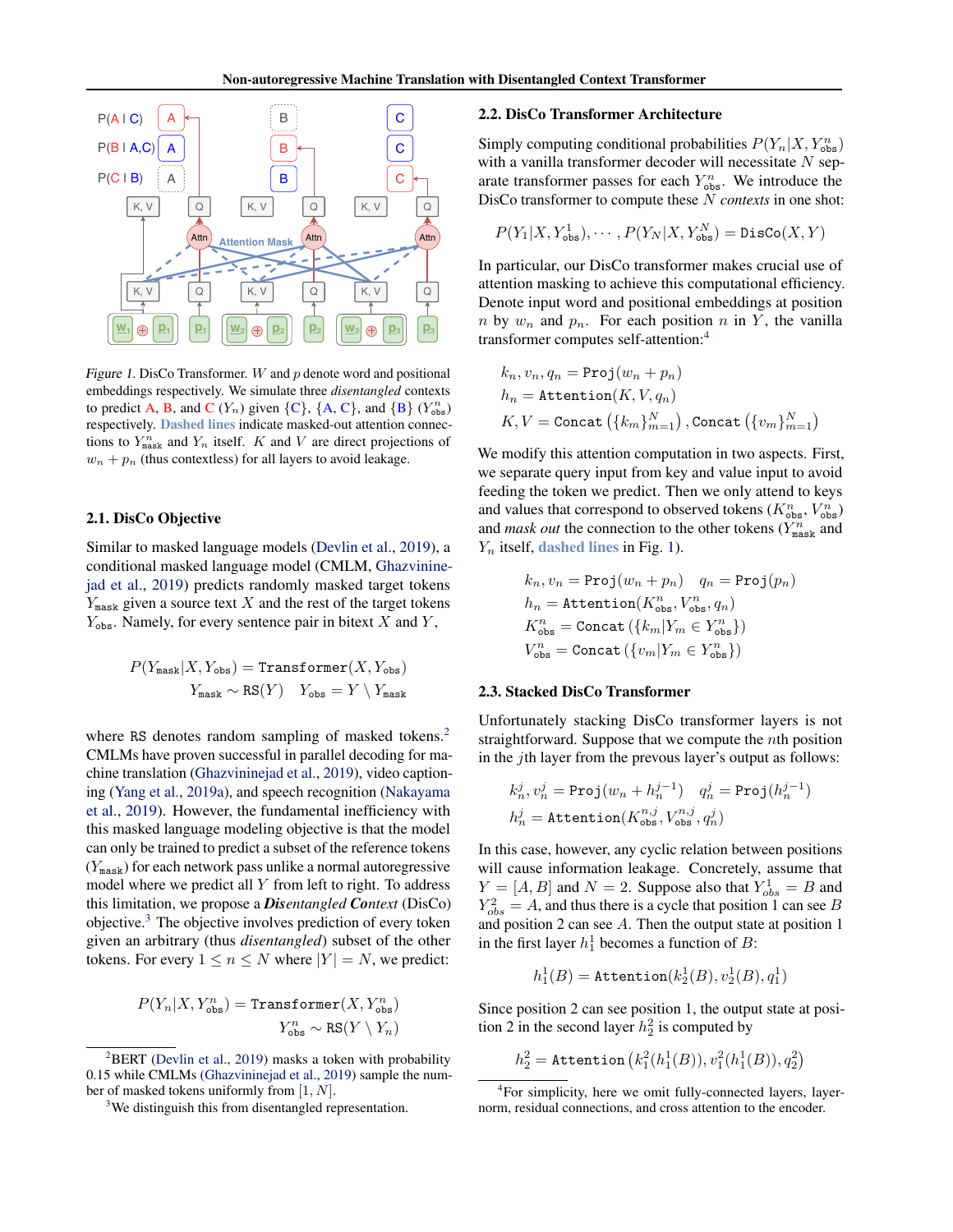P(A | C)
P(B | A,C)
P(C | B)

A B C
A B C
A B C

K, V Q K, V Q K, V Q
Attn Attention Mask Attn Attn
K, V Q K, V Q K, V Q

w1 ⊕ p1 p1 w2 ⊕ p2 p2 w3 ⊕ p3 p3

Figure 1. DisCo Transformer. $W$ and $p$ denote word and positional embeddings respectively. We simulate three *disentangled* contexts to predict A, B, and C ($Y_n$) given {C}, {A, C}, and {B} ($Y^n_{\text{obs}}$) respectively. Dashed lines indicate masked-out attention connections to $Y^n_{\text{mask}}$ and $Y_n$ itself. $K$ and $V$ are direct projections of $w_n + p_n$ (thus contextless) for all layers to avoid leakage.

### 2.1. DisCo Objective

Similar to masked language models (Devlin et al., 2019), a conditional masked language model (CMLM, Ghazvininejad et al., 2019) predicts randomly masked target tokens $Y_{\text{mask}}$ given a source text $X$ and the rest of the target tokens $Y_{\text{obs}}$. Namely, for every sentence pair in bitext $X$ and $Y$,

$$P(Y_{\texttt{mask}}|X, Y_{\text{obs}}) = \texttt{Transformer}(X, Y_{\text{obs}})$$
$$Y_{\texttt{mask}} \sim \texttt{RS}(Y) \quad Y_{\text{obs}} = Y \setminus Y_{\texttt{mask}}$$

where RS denotes random sampling of masked tokens.[2] CMLMs have proven successful in parallel decoding for machine translation (Ghazvininejad et al., 2019), video captioning (Yang et al., 2019a), and speech recognition (Nakayama et al., 2019). However, the fundamental inefficiency with this masked language modeling objective is that the model can only be trained to predict a subset of the reference tokens ($Y_{\texttt{mask}}$) for each network pass unlike a normal autoregressive model where we predict all $Y$ from left to right. To address this limitation, we propose a ***Dis**entangled **Co**ntext* (DisCo) objective.[3] The objective involves prediction of every token given an arbitrary (thus *disentangled*) subset of the other tokens. For every $1 \leq n \leq N$ where $|Y| = N$, we predict:

$$P(Y_n|X, Y^n_{\text{obs}}) = \texttt{Transformer}(X, Y^n_{\text{obs}})$$
$$Y^n_{\text{obs}} \sim \texttt{RS}(Y \setminus Y_n)$$

[2] BERT (Devlin et al., 2019) masks a token with probability 0.15 while CMLMs (Ghazvininejad et al., 2019) sample the number of masked tokens uniformly from $[1, N]$.

[3] We distinguish this from disentangled representation.

### 2.2. DisCo Transformer Architecture

Simply computing conditional probabilities $P(Y_n|X, Y^n_{\text{obs}})$ with a vanilla transformer decoder will necessitate $N$ separate transformer passes for each $Y^n_{\text{obs}}$. We introduce the DisCo transformer to compute these $N$ *contexts* in one shot:

$$P(Y_1|X, Y^1_{\text{obs}}), \cdots, P(Y_N|X, Y^N_{\text{obs}}) = \texttt{DisCo}(X, Y)$$

In particular, our DisCo transformer makes crucial use of attention masking to achieve this computational efficiency. Denote input word and positional embeddings at position $n$ by $w_n$ and $p_n$. For each position $n$ in $Y$, the vanilla transformer computes self-attention:[4]

$$k_n, v_n, q_n = \texttt{Proj}(w_n + p_n)$$
$$h_n = \texttt{Attention}(K, V, q_n)$$
$$K, V = \texttt{Concat}\left(\{k_m\}_{m=1}^N\right), \texttt{Concat}\left(\{v_m\}_{m=1}^N\right)$$

We modify this attention computation in two aspects. First, we separate query input from key and value input to avoid feeding the token we predict. Then we only attend to keys and values that correspond to observed tokens ($K^n_{\text{obs}}, V^n_{\text{obs}}$) and *mask out* the connection to the other tokens ($Y^n_{\texttt{mask}}$ and $Y_n$ itself, dashed lines in Fig. 1).

$$k_n, v_n = \texttt{Proj}(w_n + p_n) \quad q_n = \texttt{Proj}(p_n)$$
$$h_n = \texttt{Attention}(K^n_{\text{obs}}, V^n_{\text{obs}}, q_n)$$
$$K^n_{\text{obs}} = \texttt{Concat}\left(\{k_m | Y_m \in Y^n_{\text{obs}}\}\right)$$
$$V^n_{\text{obs}} = \texttt{Concat}\left(\{v_m | Y_m \in Y^n_{\text{obs}}\}\right)$$

### 2.3. Stacked DisCo Transformer

Unfortunately stacking DisCo transformer layers is not straightforward. Suppose that we compute the $n$th position in the $j$th layer from the prevous layer's output as follows:

$$k^j_n, v^j_n = \texttt{Proj}(w_n + h^{j-1}_n) \quad q^j_n = \texttt{Proj}(h^{j-1}_n)$$
$$h^j_n = \texttt{Attention}(K^{n,j}_{\text{obs}}, V^{n,j}_{\text{obs}}, q^j_n)$$

In this case, however, any cyclic relation between positions will cause information leakage. Concretely, assume that $Y = [A, B]$ and $N = 2$. Suppose also that $Y^1_{obs} = B$ and $Y^2_{obs} = A$, and thus there is a cycle that position 1 can see $B$ and position 2 can see $A$. Then the output state at position 1 in the first layer $h^1_1$ becomes a function of $B$:

$$h^1_1(B) = \texttt{Attention}(k^1_2(B), v^1_2(B), q^1_1)$$

Since position 2 can see position 1, the output state at position 2 in the second layer $h^2_2$ is computed by

$$h^2_2 = \texttt{Attention}\left(k^2_1(h^1_1(B)), v^2_1(h^1_1(B)), q^2_2\right)$$

[4] For simplicity, here we omit fully-connected layers, layer-norm, residual connections, and cross attention to the encoder.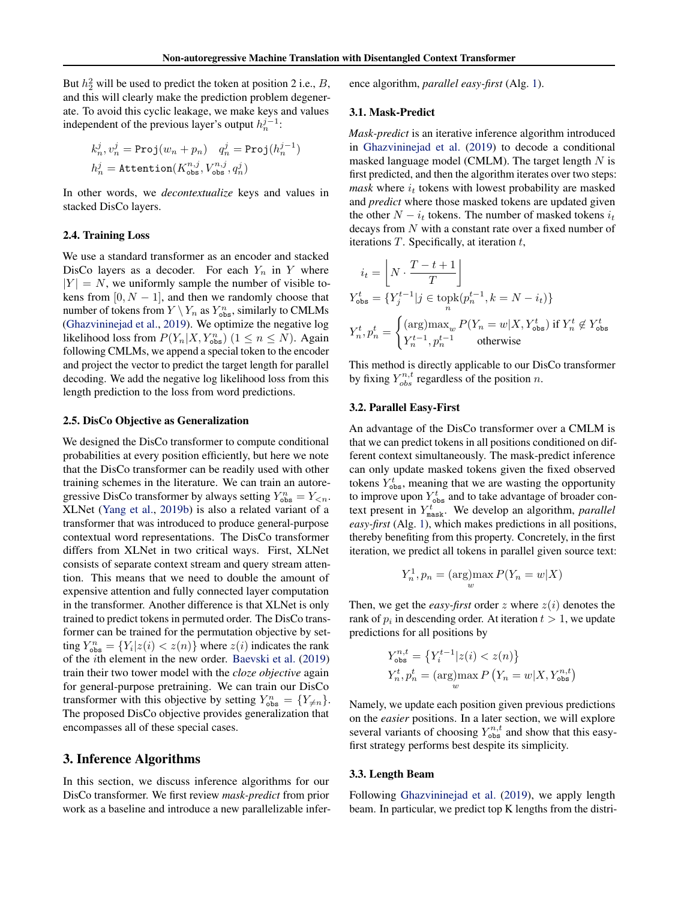But $h_2^2$ will be used to predict the token at position 2 i.e., $B$, and this will clearly make the prediction problem degenerate. To avoid this cyclic leakage, we make keys and values independent of the previous layer's output $h_n^{j-1}$:

$$k_n^j, v_n^j = \texttt{Proj}(w_n + p_n) \quad q_n^j = \texttt{Proj}(h_n^{j-1})$$
$$h_n^j = \texttt{Attention}(K_{\texttt{obs}}^{n,j}, V_{\texttt{obs}}^{n,j}, q_n^j)$$

In other words, we *decontextualize* keys and values in stacked DisCo layers.

### 2.4. Training Loss

We use a standard transformer as an encoder and stacked DisCo layers as a decoder. For each $Y_n$ in $Y$ where $|Y| = N$, we uniformly sample the number of visible tokens from $[0, N-1]$, and then we randomly choose that number of tokens from $Y \setminus Y_n$ as $Y_{\texttt{obs}}^n$, similarly to CMLMs (Ghazvininejad et al., 2019). We optimize the negative log likelihood loss from $P(Y_n|X, Y_{\texttt{obs}}^n)$ $(1 \leq n \leq N)$. Again following CMLMs, we append a special token to the encoder and project the vector to predict the target length for parallel decoding. We add the negative log likelihood loss from this length prediction to the loss from word predictions.

### 2.5. DisCo Objective as Generalization

We designed the DisCo transformer to compute conditional probabilities at every position efficiently, but here we note that the DisCo transformer can be readily used with other training schemes in the literature. We can train an autoregressive DisCo transformer by always setting $Y_{\texttt{obs}}^n = Y_{<n}$. XLNet (Yang et al., 2019b) is also a related variant of a transformer that was introduced to produce general-purpose contextual word representations. The DisCo transformer differs from XLNet in two critical ways. First, XLNet consists of separate context stream and query stream attention. This means that we need to double the amount of expensive attention and fully connected layer computation in the transformer. Another difference is that XLNet is only trained to predict tokens in permuted order. The DisCo transformer can be trained for the permutation objective by setting $Y_{\texttt{obs}}^n = \{Y_i | z(i) < z(n)\}$ where $z(i)$ indicates the rank of the $i$th element in the new order. Baevski et al. (2019) train their two tower model with the *cloze objective* again for general-purpose pretraining. We can train our DisCo transformer with this objective by setting $Y_{\texttt{obs}}^n = \{Y_{\neq n}\}$. The proposed DisCo objective provides generalization that encompasses all of these special cases.

## 3. Inference Algorithms

In this section, we discuss inference algorithms for our DisCo transformer. We first review *mask-predict* from prior work as a baseline and introduce a new parallelizable inference algorithm, *parallel easy-first* (Alg. 1).

### 3.1. Mask-Predict

*Mask-predict* is an iterative inference algorithm introduced in Ghazvininejad et al. (2019) to decode a conditional masked language model (CMLM). The target length $N$ is first predicted, and then the algorithm iterates over two steps: *mask* where $i_t$ tokens with lowest probability are masked and *predict* where those masked tokens are updated given the other $N - i_t$ tokens. The number of masked tokens $i_t$ decays from $N$ with a constant rate over a fixed number of iterations $T$. Specifically, at iteration $t$,

$$i_t = \left\lfloor N \cdot \frac{T - t + 1}{T} \right\rfloor$$
$$Y_{\texttt{obs}}^t = \{Y_j^{t-1} | j \in \underset{n}{\text{topk}}(p_n^{t-1}, k = N - i_t)\}$$
$$Y_n^t, p_n^t = \begin{cases} (\arg)\max_w P(Y_n = w|X, Y_{\texttt{obs}}^t) \text{ if } Y_n^t \notin Y_{\texttt{obs}}^t \\ Y_n^{t-1}, p_n^{t-1} \qquad \text{otherwise} \end{cases}$$

This method is directly applicable to our DisCo transformer by fixing $Y_{obs}^{n,t}$ regardless of the position $n$.

### 3.2. Parallel Easy-First

An advantage of the DisCo transformer over a CMLM is that we can predict tokens in all positions conditioned on different context simultaneously. The mask-predict inference can only update masked tokens given the fixed observed tokens $Y_{\texttt{obs}}^t$, meaning that we are wasting the opportunity to improve upon $Y_{\texttt{obs}}^t$ and to take advantage of broader context present in $Y_{\texttt{mask}}^t$. We develop an algorithm, *parallel easy-first* (Alg. 1), which makes predictions in all positions, thereby benefiting from this property. Concretely, in the first iteration, we predict all tokens in parallel given source text:

$$Y_n^1, p_n = \underset{w}{(\arg)\max} P(Y_n = w|X)$$

Then, we get the *easy-first* order $z$ where $z(i)$ denotes the rank of $p_i$ in descending order. At iteration $t > 1$, we update predictions for all positions by

$$Y_{\texttt{obs}}^{n,t} = \left\{Y_i^{t-1} | z(i) < z(n)\right\}$$
$$Y_n^t, p_n^t = \underset{w}{(\arg)\max} P\left(Y_n = w|X, Y_{\texttt{obs}}^{n,t}\right)$$

Namely, we update each position given previous predictions on the *easier* positions. In a later section, we will explore several variants of choosing $Y_{\texttt{obs}}^{n,t}$ and show that this easy-first strategy performs best despite its simplicity.

### 3.3. Length Beam

Following Ghazvininejad et al. (2019), we apply length beam. In particular, we predict top K lengths from the distri-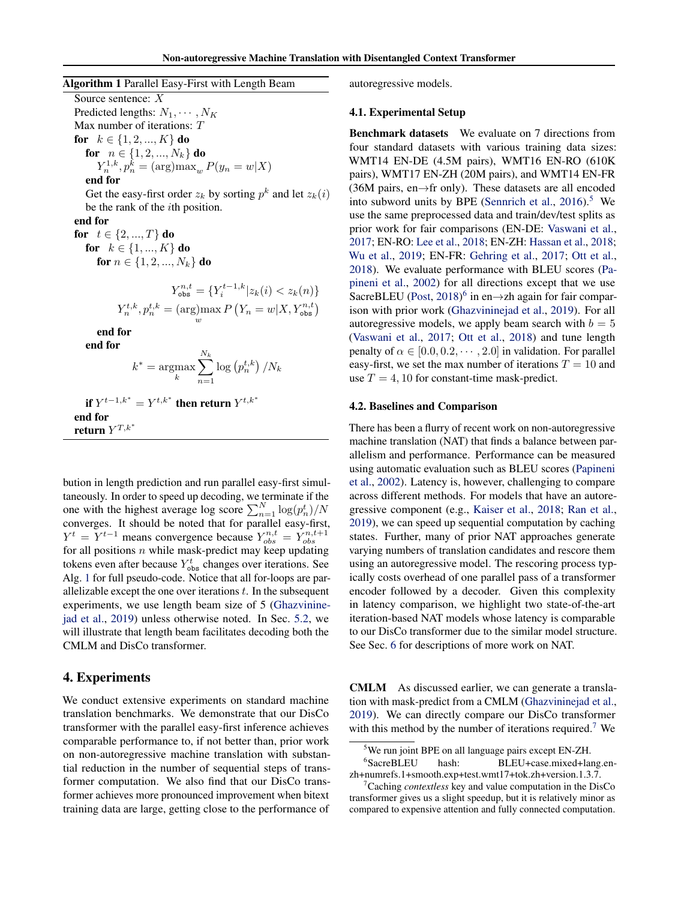**Algorithm 1** Parallel Easy-First with Length Beam

```
Source sentence: X
Predicted lengths: N_1, ..., N_K
Max number of iterations: T
for k ∈ {1, 2, ..., K} do
    for n ∈ {1, 2, ..., N_k} do
        Y_n^{1,k}, p_n^k = (arg)max_w P(y_n = w | X)
    end for
    Get the easy-first order z_k by sorting p^k and let z_k(i)
    be the rank of the ith position.
end for
for t ∈ {2, ..., T} do
    for k ∈ {1, ..., K} do
        for n ∈ {1, 2, ..., N_k} do
            Y_obs^{n,t} = {Y_i^{t-1,k} | z_k(i) < z_k(n)}
            Y_n^{t,k}, p_n^{t,k} = (arg)max_w P(Y_n = w | X, Y_obs^{n,t})
        end for
    end for
    k* = argmax_k Σ_{n=1}^{N_k} log(p_n^{t,k}) / N_k
    if Y^{t-1,k*} = Y^{t,k*} then return Y^{t,k*}
end for
return Y^{T,k*}
```

$$Y_{\text{obs}}^{n,t} = \{Y_i^{t-1,k} | z_k(i) < z_k(n)\}$$

$$Y_n^{t,k}, p_n^{t,k} = (\arg)\max_w P\left(Y_n = w | X, Y_{\text{obs}}^{n,t}\right)$$

$$k^* = \operatorname*{argmax}_k \sum_{n=1}^{N_k} \log\left(p_n^{t,k}\right) / N_k$$

bution in length prediction and run parallel easy-first simultaneously. In order to speed up decoding, we terminate if the one with the highest average log score $\sum_{n=1}^{N} \log(p_n^t)/N$ converges. It should be noted that for parallel easy-first, $Y^t = Y^{t-1}$ means convergence because $Y_{obs}^{n,t} = Y_{obs}^{n,t+1}$ for all positions $n$ while mask-predict may keep updating tokens even after because $Y_{\text{obs}}^t$ changes over iterations. See Alg. 1 for full pseudo-code. Notice that all for-loops are parallelizable except the one over iterations $t$. In the subsequent experiments, we use length beam size of 5 (Ghazvininejad et al., 2019) unless otherwise noted. In Sec. 5.2, we will illustrate that length beam facilitates decoding both the CMLM and DisCo transformer.

## 4. Experiments

We conduct extensive experiments on standard machine translation benchmarks. We demonstrate that our DisCo transformer with the parallel easy-first inference achieves comparable performance to, if not better than, prior work on non-autoregressive machine translation with substantial reduction in the number of sequential steps of transformer computation. We also find that our DisCo transformer achieves more pronounced improvement when bitext training data are large, getting close to the performance of autoregressive models.

### 4.1. Experimental Setup

**Benchmark datasets** We evaluate on 7 directions from four standard datasets with various training data sizes: WMT14 EN-DE (4.5M pairs), WMT16 EN-RO (610K pairs), WMT17 EN-ZH (20M pairs), and WMT14 EN-FR (36M pairs, en→fr only). These datasets are all encoded into subword units by BPE (Sennrich et al., 2016).[5] We use the same preprocessed data and train/dev/test splits as prior work for fair comparisons (EN-DE: Vaswani et al., 2017; EN-RO: Lee et al., 2018; EN-ZH: Hassan et al., 2018; Wu et al., 2019; EN-FR: Gehring et al., 2017; Ott et al., 2018). We evaluate performance with BLEU scores (Papineni et al., 2002) for all directions except that we use SacreBLEU (Post, 2018)[6] in en→zh again for fair comparison with prior work (Ghazvininejad et al., 2019). For all autoregressive models, we apply beam search with $b = 5$ (Vaswani et al., 2017; Ott et al., 2018) and tune length penalty of $\alpha \in [0.0, 0.2, \cdots, 2.0]$ in validation. For parallel easy-first, we set the max number of iterations $T = 10$ and use $T = 4, 10$ for constant-time mask-predict.

### 4.2. Baselines and Comparison

There has been a flurry of recent work on non-autoregressive machine translation (NAT) that finds a balance between parallelism and performance. Performance can be measured using automatic evaluation such as BLEU scores (Papineni et al., 2002). Latency is, however, challenging to compare across different methods. For models that have an autoregressive component (e.g., Kaiser et al., 2018; Ran et al., 2019), we can speed up sequential computation by caching states. Further, many of prior NAT approaches generate varying numbers of translation candidates and rescore them using an autoregressive model. The rescoring process typically costs overhead of one parallel pass of a transformer encoder followed by a decoder. Given this complexity in latency comparison, we highlight two state-of-the-art iteration-based NAT models whose latency is comparable to our DisCo transformer due to the similar model structure. See Sec. 6 for descriptions of more work on NAT.

**CMLM** As discussed earlier, we can generate a translation with mask-predict from a CMLM (Ghazvininejad et al., 2019). We can directly compare our DisCo transformer with this method by the number of iterations required.[7] We

[5] We run joint BPE on all language pairs except EN-ZH.

[6] SacreBLEU hash: BLEU+case.mixed+lang.en-zh+numrefs.1+smooth.exp+test.wmt17+tok.zh+version.1.3.7.

[7] Caching *contextless* key and value computation in the DisCo transformer gives us a slight speedup, but it is relatively minor as compared to expensive attention and fully connected computation.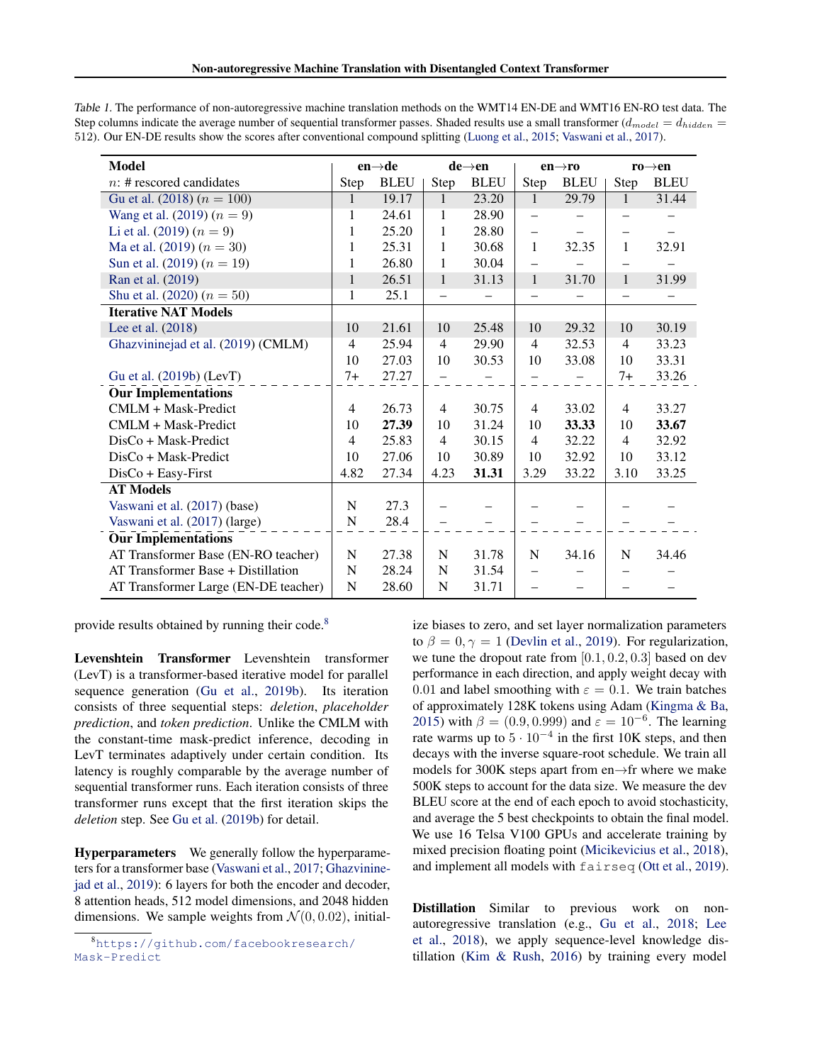Table 1. The performance of non-autoregressive machine translation methods on the WMT14 EN-DE and WMT16 EN-RO test data. The Step columns indicate the average number of sequential transformer passes. Shaded results use a small transformer ($d_{model} = d_{hidden} = 512$). Our EN-DE results show the scores after conventional compound splitting (Luong et al., 2015; Vaswani et al., 2017).

| Model | en→de | | de→en | | en→ro | | ro→en | |
|---|---|---|---|---|---|---|---|---|
| $n$: # rescored candidates | Step | BLEU | Step | BLEU | Step | BLEU | Step | BLEU |
| Gu et al. (2018) ($n = 100$) | 1 | 19.17 | 1 | 23.20 | 1 | 29.79 | 1 | 31.44 |
| Wang et al. (2019) ($n = 9$) | 1 | 24.61 | 1 | 28.90 | – | – | – | – |
| Li et al. (2019) ($n = 9$) | 1 | 25.20 | 1 | 28.80 | – | – | – | – |
| Ma et al. (2019) ($n = 30$) | 1 | 25.31 | 1 | 30.68 | 1 | 32.35 | 1 | 32.91 |
| Sun et al. (2019) ($n = 19$) | 1 | 26.80 | 1 | 30.04 | – | – | – | – |
| Ran et al. (2019) | 1 | 26.51 | 1 | 31.13 | 1 | 31.70 | 1 | 31.99 |
| Shu et al. (2020) ($n = 50$) | 1 | 25.1 | – | – | – | – | – | – |
| **Iterative NAT Models** | | | | | | | | |
| Lee et al. (2018) | 10 | 21.61 | 10 | 25.48 | 10 | 29.32 | 10 | 30.19 |
| Ghazvininejad et al. (2019) (CMLM) | 4 | 25.94 | 4 | 29.90 | 4 | 32.53 | 4 | 33.23 |
| | 10 | 27.03 | 10 | 30.53 | 10 | 33.08 | 10 | 33.31 |
| Gu et al. (2019b) (LevT) | 7+ | 27.27 | – | – | – | – | 7+ | 33.26 |
| **Our Implementations** | | | | | | | | |
| CMLM + Mask-Predict | 4 | 26.73 | 4 | 30.75 | 4 | 33.02 | 4 | 33.27 |
| CMLM + Mask-Predict | 10 | **27.39** | 10 | 31.24 | 10 | **33.33** | 10 | **33.67** |
| DisCo + Mask-Predict | 4 | 25.83 | 4 | 30.15 | 4 | 32.22 | 4 | 32.92 |
| DisCo + Mask-Predict | 10 | 27.06 | 10 | 30.89 | 10 | 32.92 | 10 | 33.12 |
| DisCo + Easy-First | 4.82 | 27.34 | 4.23 | **31.31** | 3.29 | 33.22 | 3.10 | 33.25 |
| **AT Models** | | | | | | | | |
| Vaswani et al. (2017) (base) | N | 27.3 | – | – | – | – | – | – |
| Vaswani et al. (2017) (large) | N | 28.4 | – | – | – | – | – | – |
| **Our Implementations** | | | | | | | | |
| AT Transformer Base (EN-RO teacher) | N | 27.38 | N | 31.78 | N | 34.16 | N | 34.46 |
| AT Transformer Base + Distillation | N | 28.24 | N | 31.54 | – | – | – | – |
| AT Transformer Large (EN-DE teacher) | N | 28.60 | N | 31.71 | – | – | – | – |

provide results obtained by running their code.[8]

**Levenshtein Transformer** Levenshtein transformer (LevT) is a transformer-based iterative model for parallel sequence generation (Gu et al., 2019b). Its iteration consists of three sequential steps: *deletion*, *placeholder prediction*, and *token prediction*. Unlike the CMLM with the constant-time mask-predict inference, decoding in LevT terminates adaptively under certain condition. Its latency is roughly comparable by the average number of sequential transformer runs. Each iteration consists of three transformer runs except that the first iteration skips the *deletion* step. See Gu et al. (2019b) for detail.

**Hyperparameters** We generally follow the hyperparameters for a transformer base (Vaswani et al., 2017; Ghazvininejad et al., 2019): 6 layers for both the encoder and decoder, 8 attention heads, 512 model dimensions, and 2048 hidden dimensions. We sample weights from $\mathcal{N}(0, 0.02)$, initialize biases to zero, and set layer normalization parameters to $\beta = 0, \gamma = 1$ (Devlin et al., 2019). For regularization, we tune the dropout rate from $[0.1, 0.2, 0.3]$ based on dev performance in each direction, and apply weight decay with 0.01 and label smoothing with $\varepsilon = 0.1$. We train batches of approximately 128K tokens using Adam (Kingma & Ba, 2015) with $\beta = (0.9, 0.999)$ and $\varepsilon = 10^{-6}$. The learning rate warms up to $5 \cdot 10^{-4}$ in the first 10K steps, and then decays with the inverse square-root schedule. We train all models for 300K steps apart from en→fr where we make 500K steps to account for the data size. We measure the dev BLEU score at the end of each epoch to avoid stochasticity, and average the 5 best checkpoints to obtain the final model. We use 16 Telsa V100 GPUs and accelerate training by mixed precision floating point (Micikevicius et al., 2018), and implement all models with `fairseq` (Ott et al., 2019).

**Distillation** Similar to previous work on non-autoregressive translation (e.g., Gu et al., 2018; Lee et al., 2018), we apply sequence-level knowledge distillation (Kim & Rush, 2016) by training every model

[8] https://github.com/facebookresearch/Mask-Predict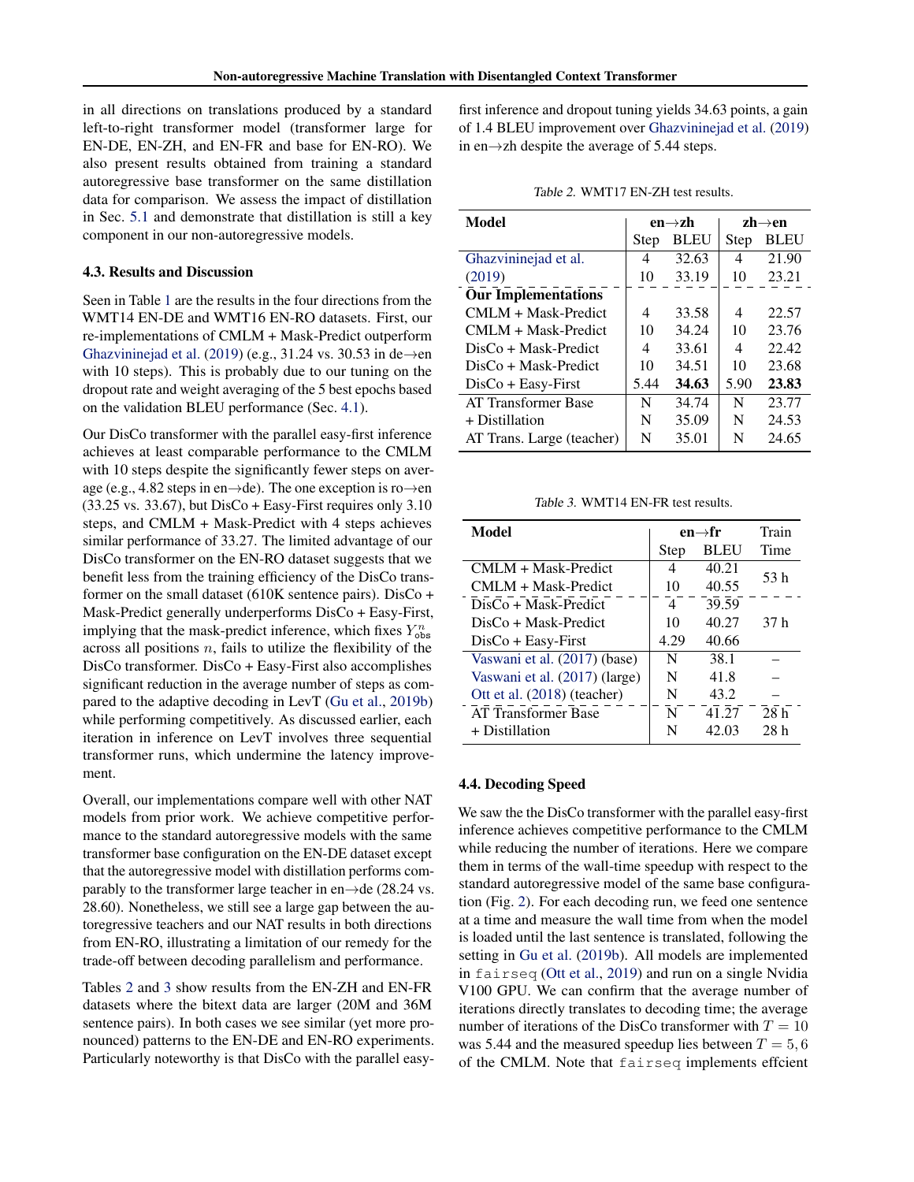in all directions on translations produced by a standard left-to-right transformer model (transformer large for EN-DE, EN-ZH, and EN-FR and base for EN-RO). We also present results obtained from training a standard autoregressive base transformer on the same distillation data for comparison. We assess the impact of distillation in Sec. 5.1 and demonstrate that distillation is still a key component in our non-autoregressive models.

### 4.3. Results and Discussion

Seen in Table 1 are the results in the four directions from the WMT14 EN-DE and WMT16 EN-RO datasets. First, our re-implementations of CMLM + Mask-Predict outperform Ghazvininejad et al. (2019) (e.g., 31.24 vs. 30.53 in de→en with 10 steps). This is probably due to our tuning on the dropout rate and weight averaging of the 5 best epochs based on the validation BLEU performance (Sec. 4.1).

Our DisCo transformer with the parallel easy-first inference achieves at least comparable performance to the CMLM with 10 steps despite the significantly fewer steps on average (e.g., 4.82 steps in en→de). The one exception is ro→en (33.25 vs. 33.67), but DisCo + Easy-First requires only 3.10 steps, and CMLM + Mask-Predict with 4 steps achieves similar performance of 33.27. The limited advantage of our DisCo transformer on the EN-RO dataset suggests that we benefit less from the training efficiency of the DisCo transformer on the small dataset (610K sentence pairs). DisCo + Mask-Predict generally underperforms DisCo + Easy-First, implying that the mask-predict inference, which fixes $Y^n_{\mathsf{obs}}$ across all positions $n$, fails to utilize the flexibility of the DisCo transformer. DisCo + Easy-First also accomplishes significant reduction in the average number of steps as compared to the adaptive decoding in LevT (Gu et al., 2019b) while performing competitively. As discussed earlier, each iteration in inference on LevT involves three sequential transformer runs, which undermine the latency improvement.

Overall, our implementations compare well with other NAT models from prior work. We achieve competitive performance to the standard autoregressive models with the same transformer base configuration on the EN-DE dataset except that the autoregressive model with distillation performs comparably to the transformer large teacher in en→de (28.24 vs. 28.60). Nonetheless, we still see a large gap between the autoregressive teachers and our NAT results in both directions from EN-RO, illustrating a limitation of our remedy for the trade-off between decoding parallelism and performance.

Tables 2 and 3 show results from the EN-ZH and EN-FR datasets where the bitext data are larger (20M and 36M sentence pairs). In both cases we see similar (yet more pronounced) patterns to the EN-DE and EN-RO experiments. Particularly noteworthy is that DisCo with the parallel easy-first inference and dropout tuning yields 34.63 points, a gain of 1.4 BLEU improvement over Ghazvininejad et al. (2019) in en→zh despite the average of 5.44 steps.

*Table 2.* WMT17 EN-ZH test results.

| Model | en→zh | | zh→en | |
|---|---|---|---|---|
| | Step | BLEU | Step | BLEU |
| Ghazvininejad et al. (2019) | 4 | 32.63 | 4 | 21.90 |
| | 10 | 33.19 | 10 | 23.21 |
| **Our Implementations** | | | | |
| CMLM + Mask-Predict | 4 | 33.58 | 4 | 22.57 |
| CMLM + Mask-Predict | 10 | 34.24 | 10 | 23.76 |
| DisCo + Mask-Predict | 4 | 33.61 | 4 | 22.42 |
| DisCo + Mask-Predict | 10 | 34.51 | 10 | 23.68 |
| DisCo + Easy-First | 5.44 | **34.63** | 5.90 | **23.83** |
| AT Transformer Base | N | 34.74 | N | 23.77 |
| + Distillation | N | 35.09 | N | 24.53 |
| AT Trans. Large (teacher) | N | 35.01 | N | 24.65 |

*Table 3.* WMT14 EN-FR test results.

| Model | en→fr | | Train |
|---|---|---|---|
| | Step | BLEU | Time |
| CMLM + Mask-Predict | 4 | 40.21 | 53 h |
| CMLM + Mask-Predict | 10 | 40.55 | |
| DisCo + Mask-Predict | 4 | 39.59 | 37 h |
| DisCo + Mask-Predict | 10 | 40.27 | |
| DisCo + Easy-First | 4.29 | 40.66 | |
| Vaswani et al. (2017) (base) | N | 38.1 | – |
| Vaswani et al. (2017) (large) | N | 41.8 | – |
| Ott et al. (2018) (teacher) | N | 43.2 | – |
| AT Transformer Base | N | 41.27 | 28 h |
| + Distillation | N | 42.03 | 28 h |

### 4.4. Decoding Speed

We saw the the DisCo transformer with the parallel easy-first inference achieves competitive performance to the CMLM while reducing the number of iterations. Here we compare them in terms of the wall-time speedup with respect to the standard autoregressive model of the same base configuration (Fig. 2). For each decoding run, we feed one sentence at a time and measure the wall time from when the model is loaded until the last sentence is translated, following the setting in Gu et al. (2019b). All models are implemented in `fairseq` (Ott et al., 2019) and run on a single Nvidia V100 GPU. We can confirm that the average number of iterations directly translates to decoding time; the average number of iterations of the DisCo transformer with $T = 10$ was 5.44 and the measured speedup lies between $T = 5, 6$ of the CMLM. Note that `fairseq` implements effcient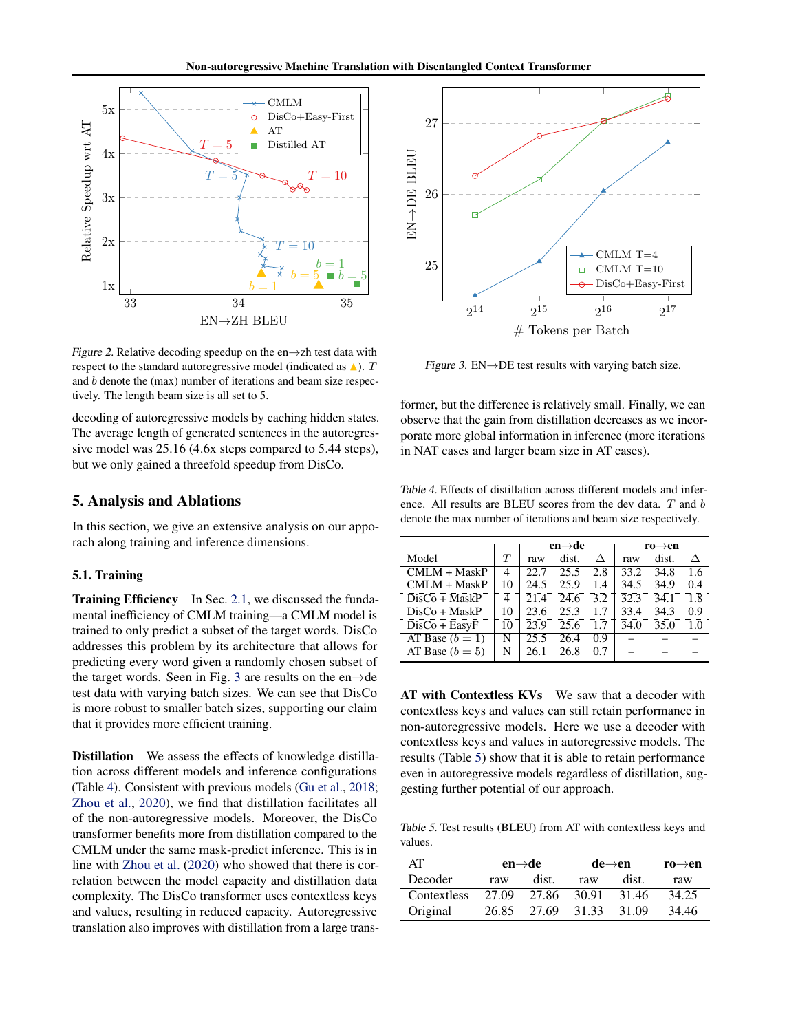Figure 2. Relative decoding speedup on the en→zh test data with respect to the standard autoregressive model (indicated as ▲). $T$ and $b$ denote the (max) number of iterations and beam size respectively. The length beam size is all set to 5.

Figure 3. EN→DE test results with varying batch size.

decoding of autoregressive models by caching hidden states. The average length of generated sentences in the autoregressive model was 25.16 (4.6x steps compared to 5.44 steps), but we only gained a threefold speedup from DisCo.

## 5. Analysis and Ablations

In this section, we give an extensive analysis on our approach along training and inference dimensions.

### 5.1. Training

**Training Efficiency** In Sec. 2.1, we discussed the fundamental inefficiency of CMLM training—a CMLM model is trained to only predict a subset of the target words. DisCo addresses this problem by its architecture that allows for predicting every word given a randomly chosen subset of the target words. Seen in Fig. 3 are results on the en→de test data with varying batch sizes. We can see that DisCo is more robust to smaller batch sizes, supporting our claim that it provides more efficient training.

**Distillation** We assess the effects of knowledge distillation across different models and inference configurations (Table 4). Consistent with previous models (Gu et al., 2018; Zhou et al., 2020), we find that distillation facilitates all of the non-autoregressive models. Moreover, the DisCo transformer benefits more from distillation compared to the CMLM under the same mask-predict inference. This is in line with Zhou et al. (2020) who showed that there is correlation between the model capacity and distillation data complexity. The DisCo transformer uses contextless keys and values, resulting in reduced capacity. Autoregressive translation also improves with distillation from a large transformer, but the difference is relatively small. Finally, we can observe that the gain from distillation decreases as we incorporate more global information in inference (more iterations in NAT cases and larger beam size in AT cases).

Table 4. Effects of distillation across different models and inference. All results are BLEU scores from the dev data. $T$ and $b$ denote the max number of iterations and beam size respectively.

| | | en→de | | | ro→en | | |
|---|---|---|---|---|---|---|---|
| Model | $T$ | raw | dist. | Δ | raw | dist. | Δ |
| CMLM + MaskP | 4 | 22.7 | 25.5 | 2.8 | 33.2 | 34.8 | 1.6 |
| CMLM + MaskP | 10 | 24.5 | 25.9 | 1.4 | 34.5 | 34.9 | 0.4 |
| DisCo + MaskP | 4 | 21.4 | 24.6 | 3.2 | 32.3 | 34.1 | 1.8 |
| DisCo + MaskP | 10 | 23.6 | 25.3 | 1.7 | 33.4 | 34.3 | 0.9 |
| DisCo + EasyF | 10 | 23.9 | 25.6 | 1.7 | 34.0 | 35.0 | 1.0 |
| AT Base ($b = 1$) | N | 25.5 | 26.4 | 0.9 | – | – | – |
| AT Base ($b = 5$) | N | 26.1 | 26.8 | 0.7 | – | – | – |

**AT with Contextless KVs** We saw that a decoder with contextless keys and values can still retain performance in non-autoregressive models. Here we use a decoder with contextless keys and values in autoregressive models. The results (Table 5) show that it is able to retain performance even in autoregressive models regardless of distillation, suggesting further potential of our approach.

Table 5. Test results (BLEU) from AT with contextless keys and values.

| AT | en→de | | de→en | | ro→en |
|---|---|---|---|---|---|
| Decoder | raw | dist. | raw | dist. | raw |
| Contextless | 27.09 | 27.86 | 30.91 | 31.46 | 34.25 |
| Original | 26.85 | 27.69 | 31.33 | 31.09 | 34.46 |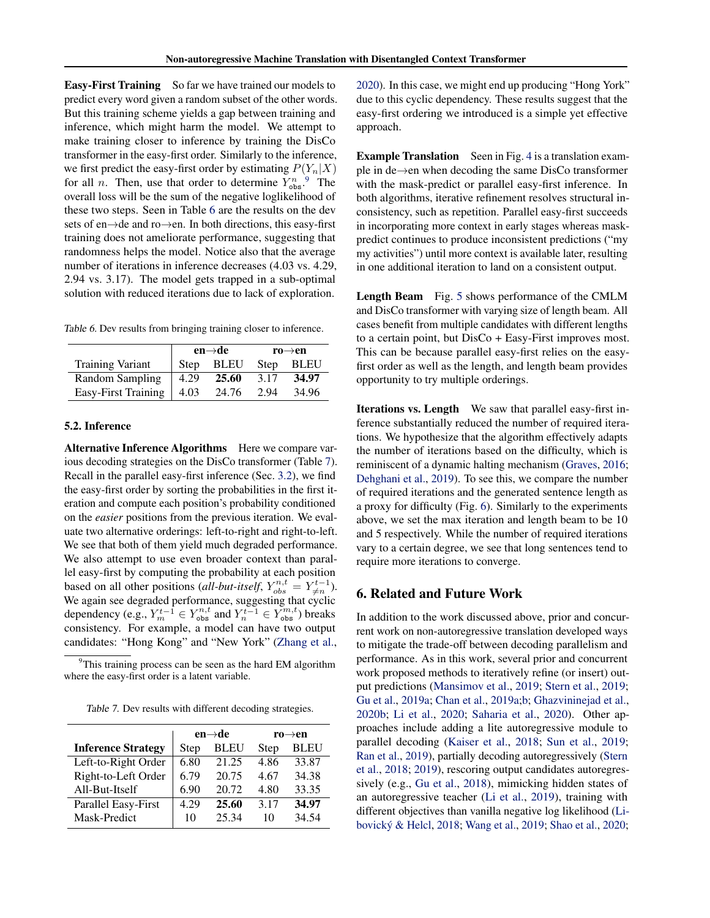**Easy-First Training** So far we have trained our models to predict every word given a random subset of the other words. But this training scheme yields a gap between training and inference, which might harm the model. We attempt to make training closer to inference by training the DisCo transformer in the easy-first order. Similarly to the inference, we first predict the easy-first order by estimating $P(Y_n|X)$ for all $n$. Then, use that order to determine $Y^n_{\texttt{obs}}$.[9] The overall loss will be the sum of the negative loglikelihood of these two steps. Seen in Table 6 are the results on the dev sets of en→de and ro→en. In both directions, this easy-first training does not ameliorate performance, suggesting that randomness helps the model. Notice also that the average number of iterations in inference decreases (4.03 vs. 4.29, 2.94 vs. 3.17). The model gets trapped in a sub-optimal solution with reduced iterations due to lack of exploration.

Table 6. Dev results from bringing training closer to inference.

| | en→de | | ro→en | |
|---|---|---|---|---|
| Training Variant | Step | BLEU | Step | BLEU |
| Random Sampling | 4.29 | **25.60** | 3.17 | **34.97** |
| Easy-First Training | 4.03 | 24.76 | 2.94 | 34.96 |

### 5.2. Inference

**Alternative Inference Algorithms** Here we compare various decoding strategies on the DisCo transformer (Table 7). Recall in the parallel easy-first inference (Sec. 3.2), we find the easy-first order by sorting the probabilities in the first iteration and compute each position's probability conditioned on the *easier* positions from the previous iteration. We evaluate two alternative orderings: left-to-right and right-to-left. We see that both of them yield much degraded performance. We also attempt to use even broader context than parallel easy-first by computing the probability at each position based on all other positions (*all-but-itself*, $Y^{n,t}_{obs} = Y^{t-1}_{\neq n}$). We again see degraded performance, suggesting that cyclic dependency (e.g., $Y^{t-1}_m \in Y^{n,t}_{\texttt{obs}}$ and $Y^{t-1}_n \in Y^{m,t}_{\texttt{obs}}$) breaks consistency. For example, a model can have two output candidates: "Hong Kong" and "New York" (Zhang et al., 2020). In this case, we might end up producing "Hong York" due to this cyclic dependency. These results suggest that the easy-first ordering we introduced is a simple yet effective approach.

[9] This training process can be seen as the hard EM algorithm where the easy-first order is a latent variable.

Table 7. Dev results with different decoding strategies.

| | en→de | | ro→en | |
|---|---|---|---|---|
| **Inference Strategy** | Step | BLEU | Step | BLEU |
| Left-to-Right Order | 6.80 | 21.25 | 4.86 | 33.87 |
| Right-to-Left Order | 6.79 | 20.75 | 4.67 | 34.38 |
| All-But-Itself | 6.90 | 20.72 | 4.80 | 33.35 |
| Parallel Easy-First | 4.29 | **25.60** | 3.17 | **34.97** |
| Mask-Predict | 10 | 25.34 | 10 | 34.54 |

**Example Translation** Seen in Fig. 4 is a translation example in de→en when decoding the same DisCo transformer with the mask-predict or parallel easy-first inference. In both algorithms, iterative refinement resolves structural inconsistency, such as repetition. Parallel easy-first succeeds in incorporating more context in early stages whereas mask-predict continues to produce inconsistent predictions ("my my activities") until more context is available later, resulting in one additional iteration to land on a consistent output.

**Length Beam** Fig. 5 shows performance of the CMLM and DisCo transformer with varying size of length beam. All cases benefit from multiple candidates with different lengths to a certain point, but DisCo + Easy-First improves most. This can be because parallel easy-first relies on the easy-first order as well as the length, and length beam provides opportunity to try multiple orderings.

**Iterations vs. Length** We saw that parallel easy-first inference substantially reduced the number of required iterations. We hypothesize that the algorithm effectively adapts the number of iterations based on the difficulty, which is reminiscent of a dynamic halting mechanism (Graves, 2016; Dehghani et al., 2019). To see this, we compare the number of required iterations and the generated sentence length as a proxy for difficulty (Fig. 6). Similarly to the experiments above, we set the max iteration and length beam to be 10 and 5 respectively. While the number of required iterations vary to a certain degree, we see that long sentences tend to require more iterations to converge.

## 6. Related and Future Work

In addition to the work discussed above, prior and concurrent work on non-autoregressive translation developed ways to mitigate the trade-off between decoding parallelism and performance. As in this work, several prior and concurrent work proposed methods to iteratively refine (or insert) output predictions (Mansimov et al., 2019; Stern et al., 2019; Gu et al., 2019a; Chan et al., 2019a;b; Ghazvininejad et al., 2020b; Li et al., 2020; Saharia et al., 2020). Other approaches include adding a lite autoregressive module to parallel decoding (Kaiser et al., 2018; Sun et al., 2019; Ran et al., 2019), partially decoding autoregressively (Stern et al., 2018; 2019), rescoring output candidates autoregressively (e.g., Gu et al., 2018), mimicking hidden states of an autoregressive teacher (Li et al., 2019), training with different objectives than vanilla negative log likelihood (Libovický & Helcl, 2018; Wang et al., 2019; Shao et al., 2020;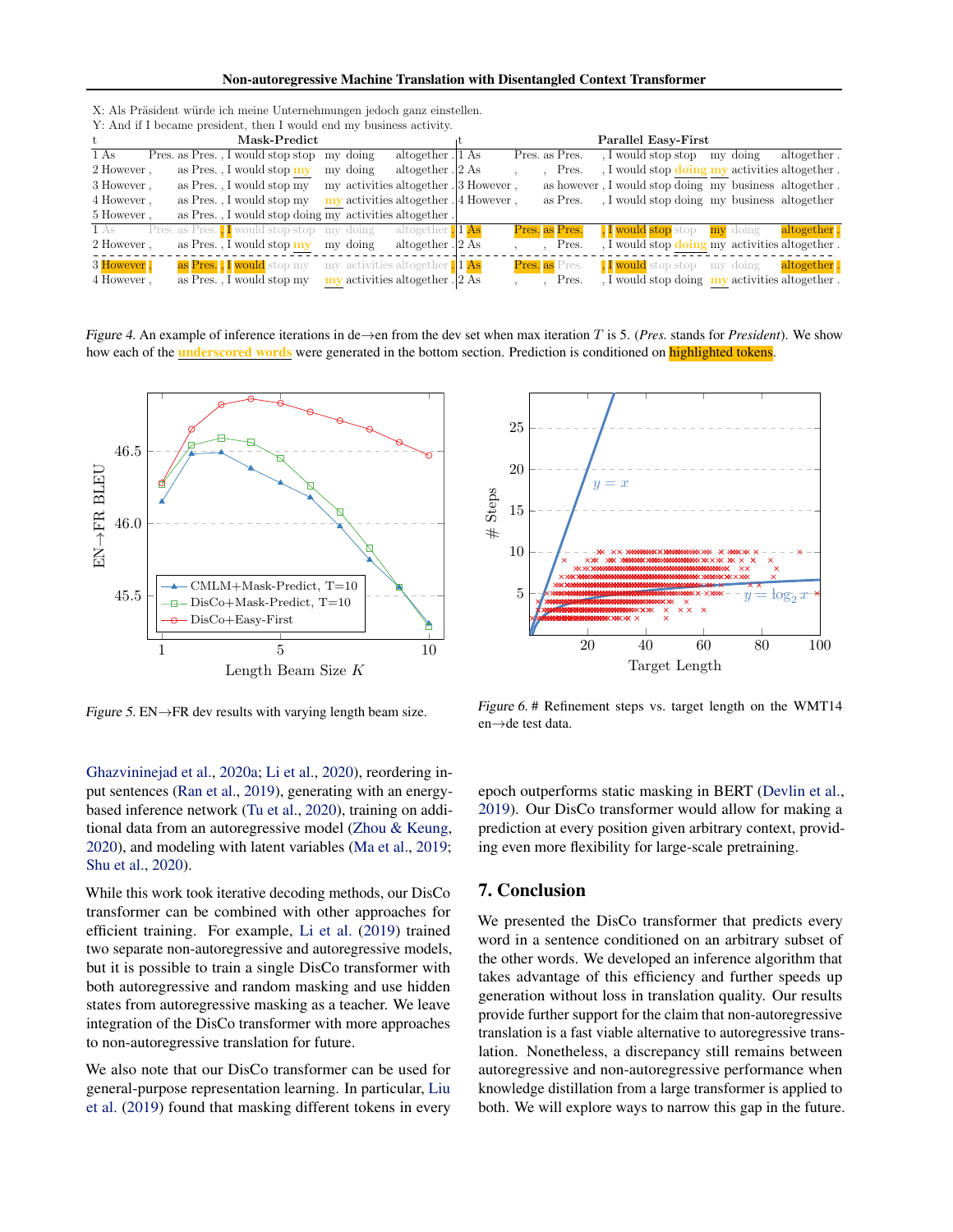X: Als Präsident würde ich meine Unternehmungen jedoch ganz einstellen.
Y: And if I became president, then I would end my business activity.

| t | Mask-Predict | t | Parallel Easy-First |
|---|---|---|---|
| 1 | As Pres. as Pres. , I would stop stop my doing altogether . | 1 | As Pres. as Pres. , I would stop stop my doing altogether . |
| 2 | However , as Pres. , I would stop my my doing altogether . | 2 | As , , Pres. , I would stop doing my activities altogether . |
| 3 | However , as Pres. , I would stop my my activities altogether . | 3 | However , as however , I would stop doing my business altogether . |
| 4 | However , as Pres. , I would stop my my activities altogether . | 4 | However , as Pres. , I would stop doing my business altogether |
| 5 | However , as Pres. , I would stop doing my activities altogether . | | |
| 1 | As Pres. as Pres. , I would stop stop my doing altogether . | 1 | As Pres. as Pres. , I would stop stop my doing altogether . |
| 2 | However , as Pres. , I would stop my my doing altogether . | 2 | As , , Pres. , I would stop doing my activities altogether . |
| 3 | However , as Pres. , I would stop my my activities altogether . | 1 | As Pres. as Pres. , I would stop stop my doing altogether . |
| 4 | However , as Pres. , I would stop my my activities altogether . | 2 | As , , Pres. , I would stop doing my activities altogether . |

*Figure 4.* An example of inference iterations in de→en from the dev set when max iteration $T$ is 5. (*Pres.* stands for *President*). We show how each of the underscored words were generated in the bottom section. Prediction is conditioned on highlighted tokens.

EN→FR BLEU
46.5
46.0
45.5
1
5
10
Length Beam Size $K$
CMLM+Mask-Predict, T=10
DisCo+Mask-Predict, T=10
DisCo+Easy-First

*Figure 5.* EN→FR dev results with varying length beam size.

\# Steps
25
20
15
10
5
20
40
60
80
100
Target Length
$y = x$
$y = \log_2 x$

*Figure 6.* # Refinement steps vs. target length on the WMT14 en→de test data.

Ghazvininejad et al., 2020a; Li et al., 2020), reordering input sentences (Ran et al., 2019), generating with an energy-based inference network (Tu et al., 2020), training on additional data from an autoregressive model (Zhou & Keung, 2020), and modeling with latent variables (Ma et al., 2019; Shu et al., 2020).

While this work took iterative decoding methods, our DisCo transformer can be combined with other approaches for efficient training. For example, Li et al. (2019) trained two separate non-autoregressive and autoregressive models, but it is possible to train a single DisCo transformer with both autoregressive and random masking and use hidden states from autoregressive masking as a teacher. We leave integration of the DisCo transformer with more approaches to non-autoregressive translation for future.

We also note that our DisCo transformer can be used for general-purpose representation learning. In particular, Liu et al. (2019) found that masking different tokens in every epoch outperforms static masking in BERT (Devlin et al., 2019). Our DisCo transformer would allow for making a prediction at every position given arbitrary context, providing even more flexibility for large-scale pretraining.

## 7. Conclusion

We presented the DisCo transformer that predicts every word in a sentence conditioned on an arbitrary subset of the other words. We developed an inference algorithm that takes advantage of this efficiency and further speeds up generation without loss in translation quality. Our results provide further support for the claim that non-autoregressive translation is a fast viable alternative to autoregressive translation. Nonetheless, a discrepancy still remains between autoregressive and non-autoregressive performance when knowledge distillation from a large transformer is applied to both. We will explore ways to narrow this gap in the future.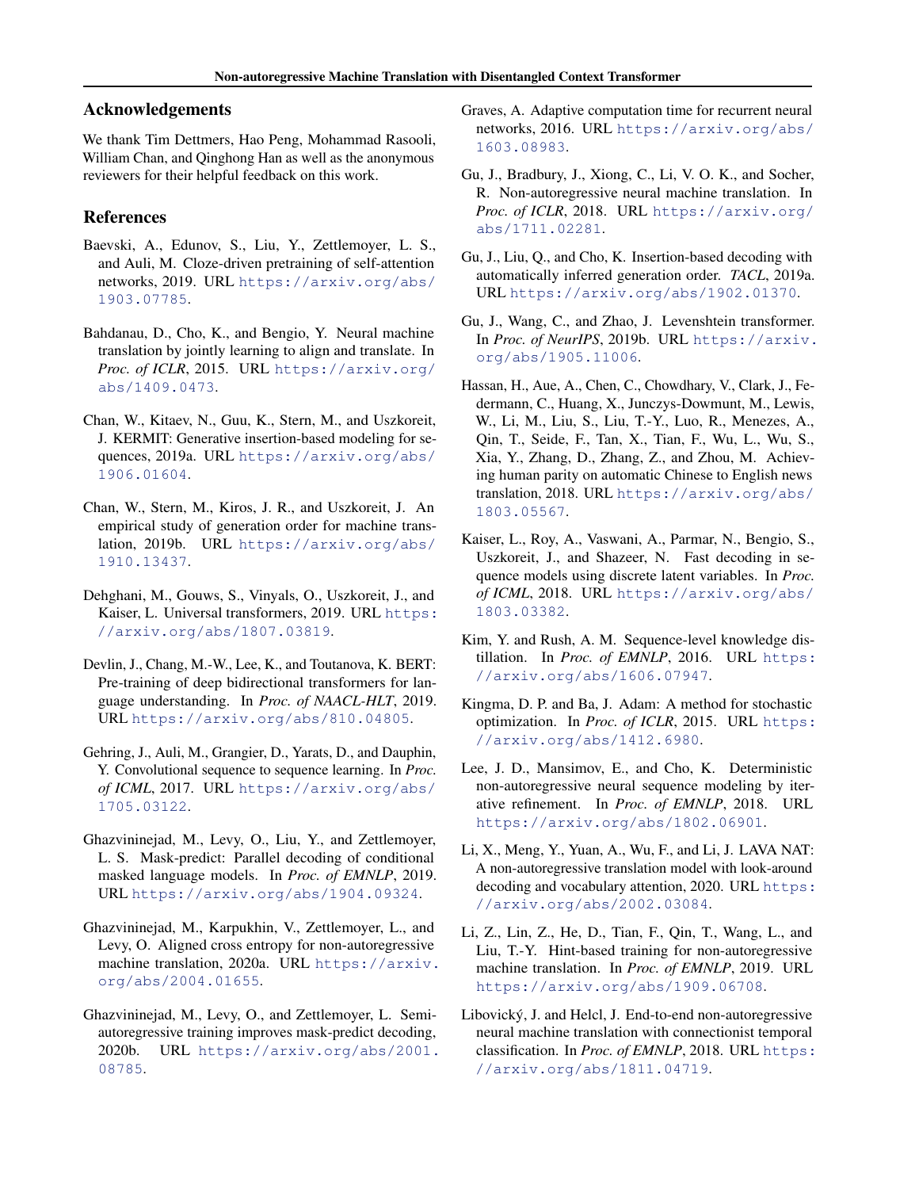## Acknowledgements

We thank Tim Dettmers, Hao Peng, Mohammad Rasooli, William Chan, and Qinghong Han as well as the anonymous reviewers for their helpful feedback on this work.

## References

Baevski, A., Edunov, S., Liu, Y., Zettlemoyer, L. S., and Auli, M. Cloze-driven pretraining of self-attention networks, 2019. URL https://arxiv.org/abs/1903.07785.

Bahdanau, D., Cho, K., and Bengio, Y. Neural machine translation by jointly learning to align and translate. In *Proc. of ICLR*, 2015. URL https://arxiv.org/abs/1409.0473.

Chan, W., Kitaev, N., Guu, K., Stern, M., and Uszkoreit, J. KERMIT: Generative insertion-based modeling for sequences, 2019a. URL https://arxiv.org/abs/1906.01604.

Chan, W., Stern, M., Kiros, J. R., and Uszkoreit, J. An empirical study of generation order for machine translation, 2019b. URL https://arxiv.org/abs/1910.13437.

Dehghani, M., Gouws, S., Vinyals, O., Uszkoreit, J., and Kaiser, L. Universal transformers, 2019. URL https://arxiv.org/abs/1807.03819.

Devlin, J., Chang, M.-W., Lee, K., and Toutanova, K. BERT: Pre-training of deep bidirectional transformers for language understanding. In *Proc. of NAACL-HLT*, 2019. URL https://arxiv.org/abs/810.04805.

Gehring, J., Auli, M., Grangier, D., Yarats, D., and Dauphin, Y. Convolutional sequence to sequence learning. In *Proc. of ICML*, 2017. URL https://arxiv.org/abs/1705.03122.

Ghazvininejad, M., Levy, O., Liu, Y., and Zettlemoyer, L. S. Mask-predict: Parallel decoding of conditional masked language models. In *Proc. of EMNLP*, 2019. URL https://arxiv.org/abs/1904.09324.

Ghazvininejad, M., Karpukhin, V., Zettlemoyer, L., and Levy, O. Aligned cross entropy for non-autoregressive machine translation, 2020a. URL https://arxiv.org/abs/2004.01655.

Ghazvininejad, M., Levy, O., and Zettlemoyer, L. Semi-autoregressive training improves mask-predict decoding, 2020b. URL https://arxiv.org/abs/2001.08785.

Graves, A. Adaptive computation time for recurrent neural networks, 2016. URL https://arxiv.org/abs/1603.08983.

Gu, J., Bradbury, J., Xiong, C., Li, V. O. K., and Socher, R. Non-autoregressive neural machine translation. In *Proc. of ICLR*, 2018. URL https://arxiv.org/abs/1711.02281.

Gu, J., Liu, Q., and Cho, K. Insertion-based decoding with automatically inferred generation order. *TACL*, 2019a. URL https://arxiv.org/abs/1902.01370.

Gu, J., Wang, C., and Zhao, J. Levenshtein transformer. In *Proc. of NeurIPS*, 2019b. URL https://arxiv.org/abs/1905.11006.

Hassan, H., Aue, A., Chen, C., Chowdhary, V., Clark, J., Federmann, C., Huang, X., Junczys-Dowmunt, M., Lewis, W., Li, M., Liu, S., Liu, T.-Y., Luo, R., Menezes, A., Qin, T., Seide, F., Tan, X., Tian, F., Wu, L., Wu, S., Xia, Y., Zhang, D., Zhang, Z., and Zhou, M. Achieving human parity on automatic Chinese to English news translation, 2018. URL https://arxiv.org/abs/1803.05567.

Kaiser, L., Roy, A., Vaswani, A., Parmar, N., Bengio, S., Uszkoreit, J., and Shazeer, N. Fast decoding in sequence models using discrete latent variables. In *Proc. of ICML*, 2018. URL https://arxiv.org/abs/1803.03382.

Kim, Y. and Rush, A. M. Sequence-level knowledge distillation. In *Proc. of EMNLP*, 2016. URL https://arxiv.org/abs/1606.07947.

Kingma, D. P. and Ba, J. Adam: A method for stochastic optimization. In *Proc. of ICLR*, 2015. URL https://arxiv.org/abs/1412.6980.

Lee, J. D., Mansimov, E., and Cho, K. Deterministic non-autoregressive neural sequence modeling by iterative refinement. In *Proc. of EMNLP*, 2018. URL https://arxiv.org/abs/1802.06901.

Li, X., Meng, Y., Yuan, A., Wu, F., and Li, J. LAVA NAT: A non-autoregressive translation model with look-around decoding and vocabulary attention, 2020. URL https://arxiv.org/abs/2002.03084.

Li, Z., Lin, Z., He, D., Tian, F., Qin, T., Wang, L., and Liu, T.-Y. Hint-based training for non-autoregressive machine translation. In *Proc. of EMNLP*, 2019. URL https://arxiv.org/abs/1909.06708.

Libovický, J. and Helcl, J. End-to-end non-autoregressive neural machine translation with connectionist temporal classification. In *Proc. of EMNLP*, 2018. URL https://arxiv.org/abs/1811.04719.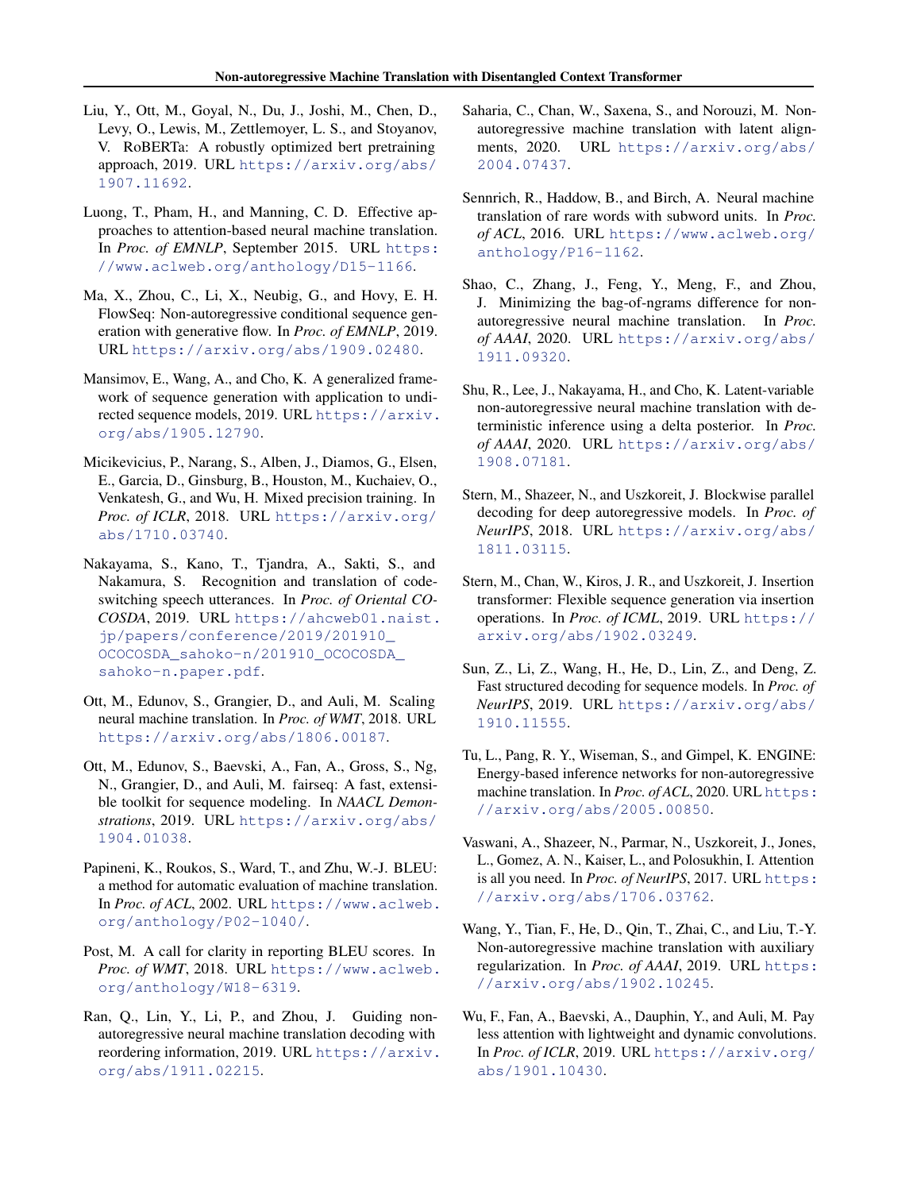Liu, Y., Ott, M., Goyal, N., Du, J., Joshi, M., Chen, D., Levy, O., Lewis, M., Zettlemoyer, L. S., and Stoyanov, V. RoBERTa: A robustly optimized bert pretraining approach, 2019. URL https://arxiv.org/abs/1907.11692.

Luong, T., Pham, H., and Manning, C. D. Effective approaches to attention-based neural machine translation. In *Proc. of EMNLP*, September 2015. URL https://www.aclweb.org/anthology/D15-1166.

Ma, X., Zhou, C., Li, X., Neubig, G., and Hovy, E. H. FlowSeq: Non-autoregressive conditional sequence generation with generative flow. In *Proc. of EMNLP*, 2019. URL https://arxiv.org/abs/1909.02480.

Mansimov, E., Wang, A., and Cho, K. A generalized framework of sequence generation with application to undirected sequence models, 2019. URL https://arxiv.org/abs/1905.12790.

Micikevicius, P., Narang, S., Alben, J., Diamos, G., Elsen, E., Garcia, D., Ginsburg, B., Houston, M., Kuchaiev, O., Venkatesh, G., and Wu, H. Mixed precision training. In *Proc. of ICLR*, 2018. URL https://arxiv.org/abs/1710.03740.

Nakayama, S., Kano, T., Tjandra, A., Sakti, S., and Nakamura, S. Recognition and translation of code-switching speech utterances. In *Proc. of Oriental COCOSDA*, 2019. URL https://ahcweb01.naist.jp/papers/conference/2019/201910_OCOCOSDA_sahoko-n/201910_OCOCOSDA_sahoko-n.paper.pdf.

Ott, M., Edunov, S., Grangier, D., and Auli, M. Scaling neural machine translation. In *Proc. of WMT*, 2018. URL https://arxiv.org/abs/1806.00187.

Ott, M., Edunov, S., Baevski, A., Fan, A., Gross, S., Ng, N., Grangier, D., and Auli, M. fairseq: A fast, extensible toolkit for sequence modeling. In *NAACL Demonstrations*, 2019. URL https://arxiv.org/abs/1904.01038.

Papineni, K., Roukos, S., Ward, T., and Zhu, W.-J. BLEU: a method for automatic evaluation of machine translation. In *Proc. of ACL*, 2002. URL https://www.aclweb.org/anthology/P02-1040/.

Post, M. A call for clarity in reporting BLEU scores. In *Proc. of WMT*, 2018. URL https://www.aclweb.org/anthology/W18-6319.

Ran, Q., Lin, Y., Li, P., and Zhou, J. Guiding non-autoregressive neural machine translation decoding with reordering information, 2019. URL https://arxiv.org/abs/1911.02215.

Saharia, C., Chan, W., Saxena, S., and Norouzi, M. Non-autoregressive machine translation with latent alignments, 2020. URL https://arxiv.org/abs/2004.07437.

Sennrich, R., Haddow, B., and Birch, A. Neural machine translation of rare words with subword units. In *Proc. of ACL*, 2016. URL https://www.aclweb.org/anthology/P16-1162.

Shao, C., Zhang, J., Feng, Y., Meng, F., and Zhou, J. Minimizing the bag-of-ngrams difference for non-autoregressive neural machine translation. In *Proc. of AAAI*, 2020. URL https://arxiv.org/abs/1911.09320.

Shu, R., Lee, J., Nakayama, H., and Cho, K. Latent-variable non-autoregressive neural machine translation with deterministic inference using a delta posterior. In *Proc. of AAAI*, 2020. URL https://arxiv.org/abs/1908.07181.

Stern, M., Shazeer, N., and Uszkoreit, J. Blockwise parallel decoding for deep autoregressive models. In *Proc. of NeurIPS*, 2018. URL https://arxiv.org/abs/1811.03115.

Stern, M., Chan, W., Kiros, J. R., and Uszkoreit, J. Insertion transformer: Flexible sequence generation via insertion operations. In *Proc. of ICML*, 2019. URL https://arxiv.org/abs/1902.03249.

Sun, Z., Li, Z., Wang, H., He, D., Lin, Z., and Deng, Z. Fast structured decoding for sequence models. In *Proc. of NeurIPS*, 2019. URL https://arxiv.org/abs/1910.11555.

Tu, L., Pang, R. Y., Wiseman, S., and Gimpel, K. ENGINE: Energy-based inference networks for non-autoregressive machine translation. In *Proc. of ACL*, 2020. URL https://arxiv.org/abs/2005.00850.

Vaswani, A., Shazeer, N., Parmar, N., Uszkoreit, J., Jones, L., Gomez, A. N., Kaiser, L., and Polosukhin, I. Attention is all you need. In *Proc. of NeurIPS*, 2017. URL https://arxiv.org/abs/1706.03762.

Wang, Y., Tian, F., He, D., Qin, T., Zhai, C., and Liu, T.-Y. Non-autoregressive machine translation with auxiliary regularization. In *Proc. of AAAI*, 2019. URL https://arxiv.org/abs/1902.10245.

Wu, F., Fan, A., Baevski, A., Dauphin, Y., and Auli, M. Pay less attention with lightweight and dynamic convolutions. In *Proc. of ICLR*, 2019. URL https://arxiv.org/abs/1901.10430.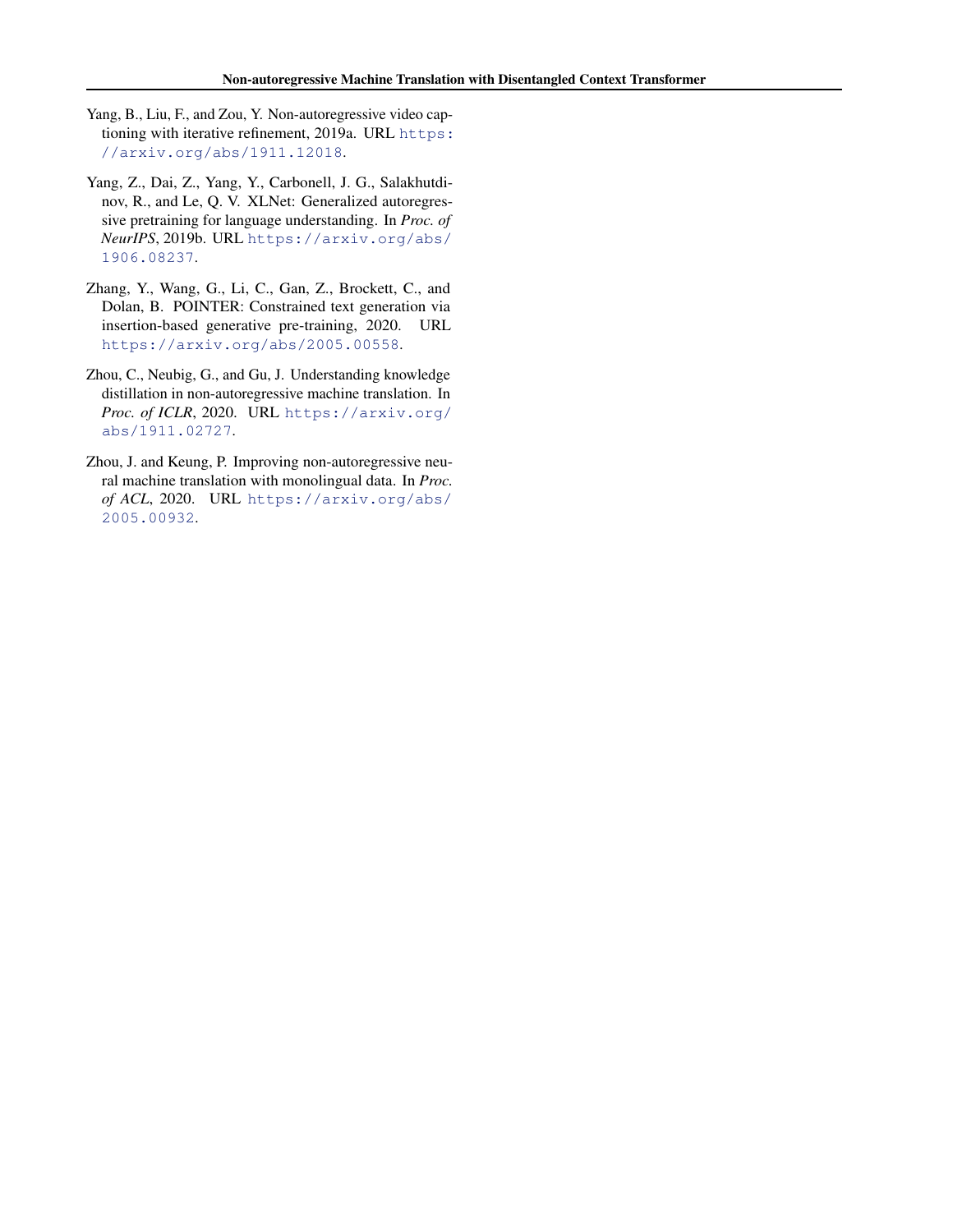Yang, B., Liu, F., and Zou, Y. Non-autoregressive video captioning with iterative refinement, 2019a. URL https://arxiv.org/abs/1911.12018.

Yang, Z., Dai, Z., Yang, Y., Carbonell, J. G., Salakhutdinov, R., and Le, Q. V. XLNet: Generalized autoregressive pretraining for language understanding. In *Proc. of NeurIPS*, 2019b. URL https://arxiv.org/abs/1906.08237.

Zhang, Y., Wang, G., Li, C., Gan, Z., Brockett, C., and Dolan, B. POINTER: Constrained text generation via insertion-based generative pre-training, 2020. URL https://arxiv.org/abs/2005.00558.

Zhou, C., Neubig, G., and Gu, J. Understanding knowledge distillation in non-autoregressive machine translation. In *Proc. of ICLR*, 2020. URL https://arxiv.org/abs/1911.02727.

Zhou, J. and Keung, P. Improving non-autoregressive neural machine translation with monolingual data. In *Proc. of ACL*, 2020. URL https://arxiv.org/abs/2005.00932.